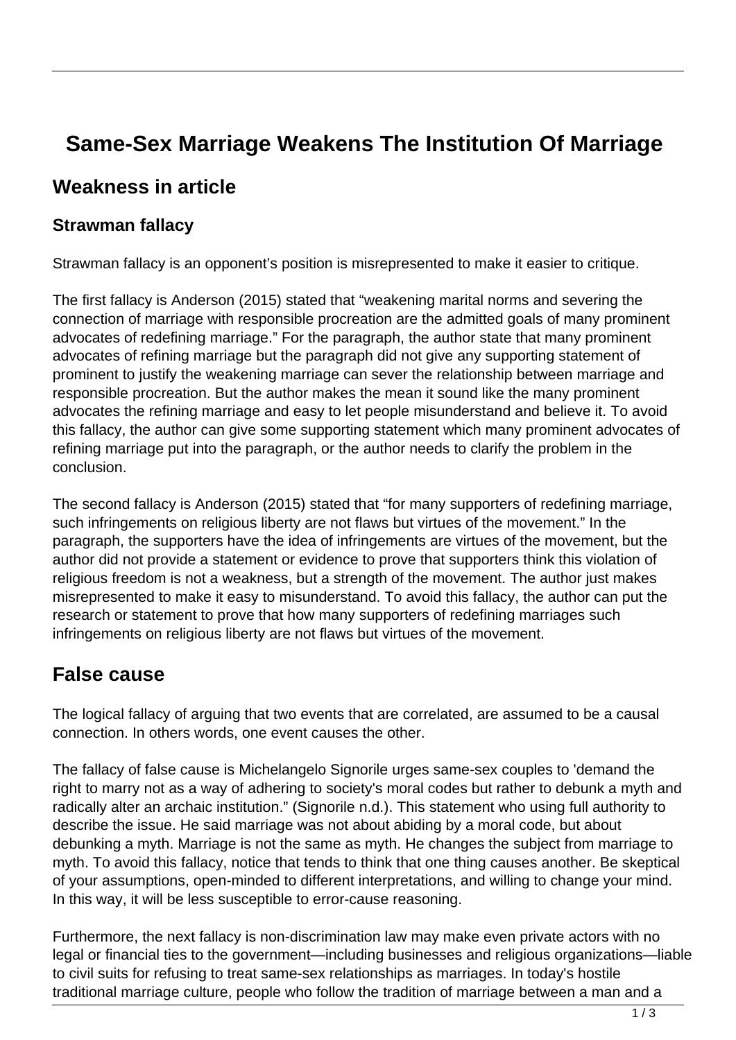# Same-Sex Marriage Weakens The Institution Of Marriage

## Weakness in article

### Strawman fallacy

Strawman fallacy is an opponent's position is misrepresented to make it easier to critique.

The first fallacy is Anderson (2015) stated that "weakening marital norms and severing the connection of marriage with responsible procreation are the admitted goals of many prominent advocates of redefining marriage." For the paragraph, the author state that many prominent advocates of refining marriage but the paragraph did not give any supporting statement of prominent to justify the weakening marriage can sever the relationship between marriage and responsible procreation. But the author makes the mean it sound like the many prominent advocates the refining marriage and easy to let people misunderstand and believe it. To avoid this fallacy, the author can give some supporting statement which many prominent advocates of refining marriage put into the paragraph, or the author needs to clarify the problem in the conclusion.

The second fallacy is Anderson (2015) stated that "for many supporters of redefining marriage, such infringements on religious liberty are not flaws but virtues of the movement." In the paragraph, the supporters have the idea of infringements are virtues of the movement, but the author did not provide a statement or evidence to prove that supporters think this violation of religious freedom is not a weakness, but a strength of the movement. The author just makes misrepresented to make it easy to misunderstand. To avoid this fallacy, the author can put the research or statement to prove that how many supporters of redefining marriages such infringements on religious liberty are not flaws but virtues of the movement.

## False cause

The logical fallacy of arguing that two events that are correlated, are assumed to be a causal connection. In others words, one event causes the other.

The fallacy of false cause is Michelangelo Signorile urges same-sex couples to 'demand the right to marry not as a way of adhering to society's moral codes but rather to debunk a myth and radically alter an archaic institution." (Signorile n.d.). This statement who using full authority to describe the issue. He said marriage was not about abiding by a moral code, but about debunking a myth. Marriage is not the same as myth. He changes the subject from marriage to myth. To avoid this fallacy, notice that tends to think that one thing causes another. Be skeptical of your assumptions, open-minded to different interpretations, and willing to change your mind. In this way, it will be less susceptible to error-cause reasoning.

Furthermore, the next fallacy is non-discrimination law may make even private actors with no legal or financial ties to the government—including businesses and religious organizations—liable to civil suits for refusing to treat same-sex relationships as marriages. In today's hostile traditional marriage culture, people who follow the tradition of marriage between a man and a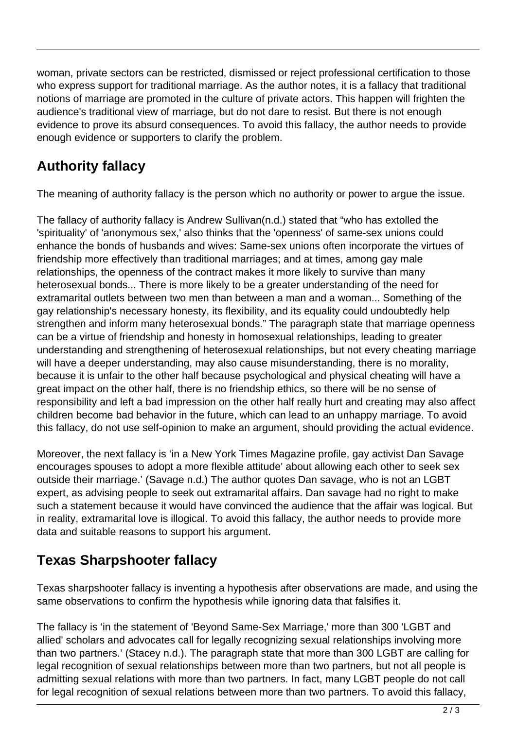woman, private sectors can be restricted, dismissed or reject professional certification to those who express support for traditional marriage. As the author notes, it is a fallacy that traditional notions of marriage are promoted in the culture of private actors. This happen will frighten the audience's traditional view of marriage, but do not dare to resist. But there is not enough evidence to prove its absurd consequences. To avoid this fallacy, the author needs to provide enough evidence or supporters to clarify the problem.

## Authority fallacy

The meaning of authority fallacy is the person which no authority or power to argue the issue.

The fallacy of authority fallacy is Andrew Sullivan(n.d.) stated that "who has extolled the 'spirituality' of 'anonymous sex,' also thinks that the 'openness' of same-sex unions could enhance the bonds of husbands and wives: Same-sex unions often incorporate the virtues of friendship more effectively than traditional marriages; and at times, among gay male relationships, the openness of the contract makes it more likely to survive than many heterosexual bonds... There is more likely to be a greater understanding of the need for extramarital outlets between two men than between a man and a woman... Something of the gay relationship's necessary honesty, its flexibility, and its equality could undoubtedly help strengthen and inform many heterosexual bonds." The paragraph state that marriage openness can be a virtue of friendship and honesty in homosexual relationships, leading to greater understanding and strengthening of heterosexual relationships, but not every cheating marriage will have a deeper understanding, may also cause misunderstanding, there is no morality, because it is unfair to the other half because psychological and physical cheating will have a great impact on the other half, there is no friendship ethics, so there will be no sense of responsibility and left a bad impression on the other half really hurt and creating may also affect children become bad behavior in the future, which can lead to an unhappy marriage. To avoid this fallacy, do not use self-opinion to make an argument, should providing the actual evidence.

Moreover, the next fallacy is 'in a New York Times Magazine profile, gay activist Dan Savage encourages spouses to adopt a more flexible attitude' about allowing each other to seek sex outside their marriage.' (Savage n.d.) The author quotes Dan savage, who is not an LGBT expert, as advising people to seek out extramarital affairs. Dan savage had no right to make such a statement because it would have convinced the audience that the affair was logical. But in reality, extramarital love is illogical. To avoid this fallacy, the author needs to provide more data and suitable reasons to support his argument.

## Texas Sharpshooter fallacy

Texas sharpshooter fallacy is inventing a hypothesis after observations are made, and using the same observations to confirm the hypothesis while ignoring data that falsifies it.

The fallacy is 'in the statement of 'Beyond Same-Sex Marriage,' more than 300 'LGBT and allied' scholars and advocates call for legally recognizing sexual relationships involving more than two partners.' (Stacey n.d.). The paragraph state that more than 300 LGBT are calling for legal recognition of sexual relationships between more than two partners, but not all people is admitting sexual relations with more than two partners. In fact, many LGBT people do not call for legal recognition of sexual relations between more than two partners. To avoid this fallacy,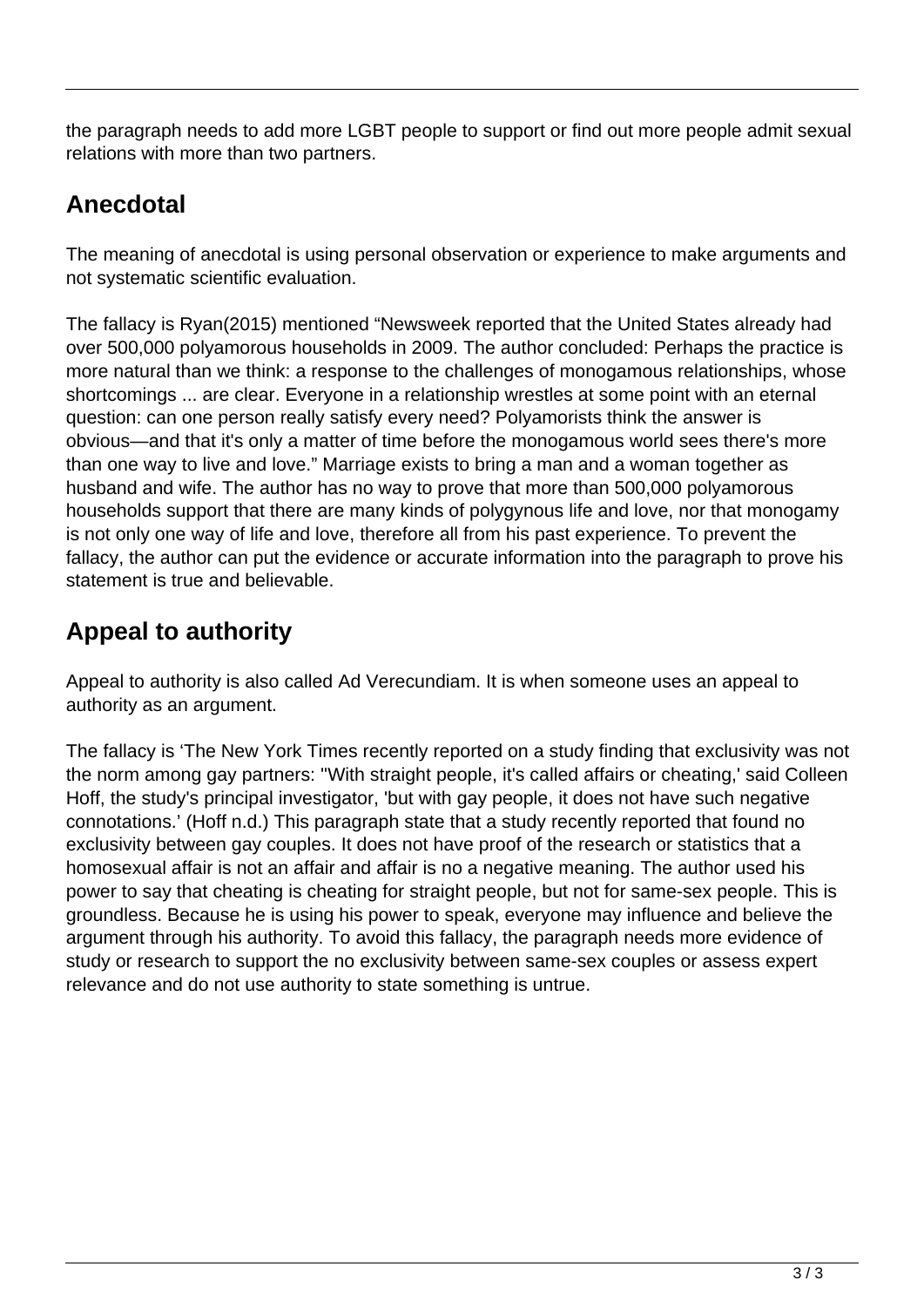the paragraph needs to add more LGBT people to support or find out more people admit sexual relations with more than two partners.

## Anecdotal

The meaning of anecdotal is using personal observation or experience to make arguments and not systematic scientific evaluation.

The fallacy is Ryan(2015) mentioned “Newsweek reported that the United States already had over 500,000 polyamorous households in 2009. The author concluded: Perhaps the practice is more natural than we think: a response to the challenges of monogamous relationships, whose shortcomings ... are clear. Everyone in a relationship wrestles at some point with an eternal question: can one person really satisfy every need? Polyamorists think the answer is obvious—and that it's only a matter of time before the monogamous world sees there's more than one way to live and love.” Marriage exists to bring a man and a woman together as husband and wife. The author has no way to prove that more than 500,000 polyamorous households support that there are many kinds of polygynous life and love, nor that monogamy is not only one way of life and love, therefore all from his past experience. To prevent the fallacy, the author can put the evidence or accurate information into the paragraph to prove his statement is true and believable.

## Appeal to authority

Appeal to authority is also called Ad Verecundiam. It is when someone uses an appeal to authority as an argument.

The fallacy is ‘The New York Times recently reported on a study finding that exclusivity was not the norm among gay partners: "With straight people, it's called affairs or cheating,' said Colleen Hoff, the study's principal investigator, 'but with gay people, it does not have such negative connotations.’ (Hoff n.d.) This paragraph state that a study recently reported that found no exclusivity between gay couples. It does not have proof of the research or statistics that a homosexual affair is not an affair and affair is no a negative meaning. The author used his power to say that cheating is cheating for straight people, but not for same-sex people. This is groundless. Because he is using his power to speak, everyone may influence and believe the argument through his authority. To avoid this fallacy, the paragraph needs more evidence of study or research to support the no exclusivity between same-sex couples or assess expert relevance and do not use authority to state something is untrue.